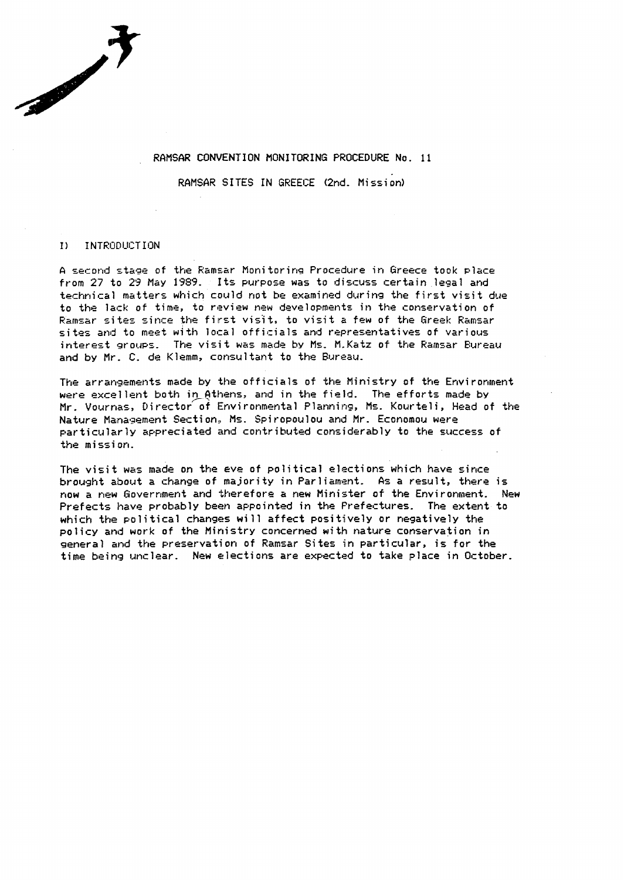# RAMSAR CONVENTION MONITORING PROCEDURE No. 11

## RAMSAR SITES IN GREECE (2nd. Mission)

### I) INTRODUCTION

A second stage of the Ramsar Monitoring Procedure in Greece took place from 27 to 29 May 1989. Its purpose was to discuss certain legal and technical matters which could not be examined during the first visit due to the lack of time, to review new developments in the conservation of Ramsar sites since the first visit, to visit a few of the Greek Ramsar sites and to meet with local officials and representatives of various interest groups. The visit was made by Ms. M.Katz of the Ramsar Bureau and by Mr. C. de Klemm, consultant to the Bureau.

The arrangements made by the officials of the Ministry of the Environment were excellent both in Athens, and in the field. The efforts made by Mr. Vournas, Director of Environmental Planning, Ms. Kourteli, Head of the Nature Management Section, Ms. Spiropoulou and Mr. Economou were particularly appreciated and contributed considerably to the success of the mission.

The visit was made on the eve of political elections which have since brought about a change of majority in Parliament. As a result, there is now a new Government and therefore a new Minister of the Environment. New Prefects have probably been appointed in the Prefectures. The extent to which the political changes will affect positively or negatively the policy and work of the Ministry concerned with nature conservation in general and the preservation of Ramsar Sites in particular, is for the time being unclear. New elections are expected to take place in October.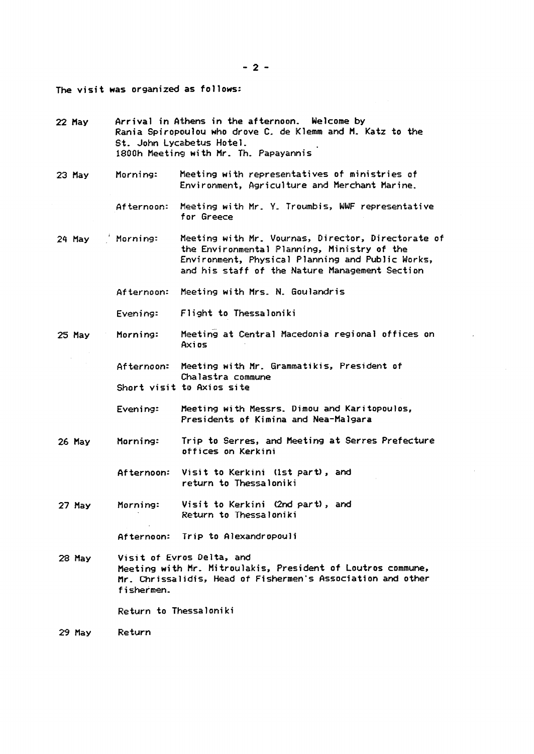The visit was organized as follows:

| | | |
|---|---|---|
| 22 May | Arrival in Athens in the afternoon. Welcome by Rania Spiropoulou who drove C. de Klemm and M. Katz to the St. John Lycabetus Hotel. 1800h Meeting with Mr. Th. Papayannis | |
| 23 May | Morning: | Meeting with representatives of ministries of Environment, Agriculture and Merchant Marine. |
| | Afternoon: | Meeting with Mr. Y. Troumbis, WWF representative for Greece |
| 24 May | Morning: | Meeting with Mr. Vournas, Director, Directorate of the Environmental Planning, Ministry of the Environment, Physical Planning and Public Works, and his staff of the Nature Management Section |
| | Afternoon: | Meeting with Mrs. N. Goulandris |
| | Evening: | Flight to Thessaloniki |
| 25 May | Morning: | Meeting at Central Macedonia regional offices on Axios |
| | Afternoon: | Meeting with Mr. Grammatikis, President of Chalastra commune |
| | Short visit to Axios site | |
| | Evening: | Meeting with Messrs. Dimou and Karitopoulos, Presidents of Kimina and Nea-Malgara |
| 26 May | Morning: | Trip to Serres, and Meeting at Serres Prefecture offices on Kerkini |
| | Afternoon: | Visit to Kerkini (1st part), and return to Thessaloniki |
| 27 May | Morning: | Visit to Kerkini (2nd part), and Return to Thessaloniki |
| | Afternoon: | Trip to Alexandropouli |
| 28 May | Visit of Evros Delta, and Meeting with Mr. Mitroulakis, President of Loutros commune, Mr. Chrissalidis, Head of Fishermen's Association and other fishermen. | |
| | Return to Thessaloniki | |
| 29 May | Return | |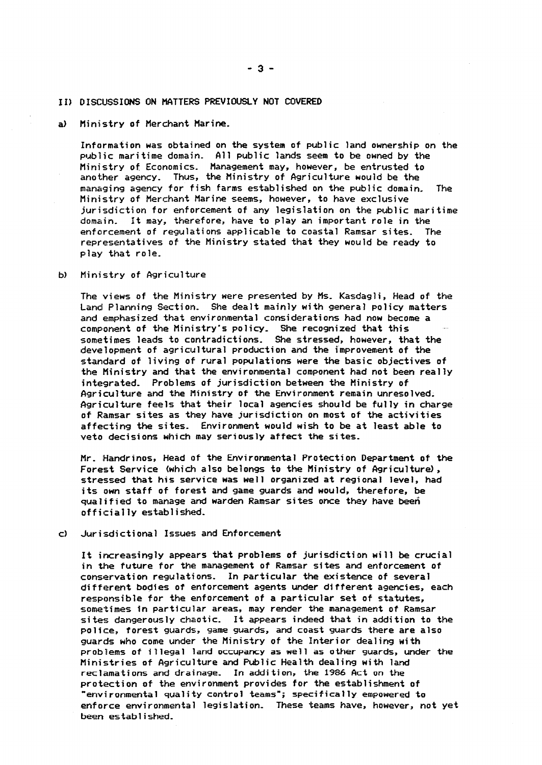## II) DISCUSSIONS ON MATTERS PREVIOUSLY NOT COVERED

### a) Ministry of Merchant Marine.

Information was obtained on the system of public land ownership on the public maritime domain. All public lands seem to be owned by the Ministry of Economics. Management may, however, be entrusted to another agency. Thus, the Ministry of Agriculture would be the managing agency for fish farms established on the public domain. The Ministry of Merchant Marine seems, however, to have exclusive jurisdiction for enforcement of any legislation on the public maritime domain. It may, therefore, have to play an important role in the enforcement of regulations applicable to coastal Ramsar sites. The representatives of the Ministry stated that they would be ready to play that role.

### b) Ministry of Agriculture

The views of the Ministry were presented by Ms. Kasdagli, Head of the Land Planning Section. She dealt mainly with general policy matters and emphasized that environmental considerations had now become a component of the Ministry's policy. She recognized that this sometimes leads to contradictions. She stressed, however, that the development of agricultural production and the improvement of the standard of living of rural populations were the basic objectives of the Ministry and that the environmental component had not been really integrated. Problems of jurisdiction between the Ministry of Agriculture and the Ministry of the Environment remain unresolved. Agriculture feels that their local agencies should be fully in charge of Ramsar sites as they have jurisdiction on most of the activities affecting the sites. Environment would wish to be at least able to veto decisions which may seriously affect the sites.

Mr. Handrinos, Head of the Environmental Protection Department of the Forest Service (which also belongs to the Ministry of Agriculture), stressed that his service was well organized at regional level, had its own staff of forest and game guards and would, therefore, be qualified to manage and warden Ramsar sites once they have been officially established.

### c) Jurisdictional Issues and Enforcement

It increasingly appears that problems of jurisdiction will be crucial in the future for the management of Ramsar sites and enforcement of conservation regulations. In particular the existence of several different bodies of enforcement agents under different agencies, each responsible for the enforcement of a particular set of statutes, sometimes in particular areas, may render the management of Ramsar sites dangerously chaotic. It appears indeed that in addition to the police, forest guards, game guards, and coast guards there are also guards who come under the Ministry of the Interior dealing with problems of illegal land occupancy as well as other guards, under the Ministries of Agriculture and Public Health dealing with land reclamations and drainage. In addition, the 1986 Act on the protection of the environment provides for the establishment of "environmental quality control teams"; specifically empowered to enforce environmental legislation. These teams have, however, not yet been established.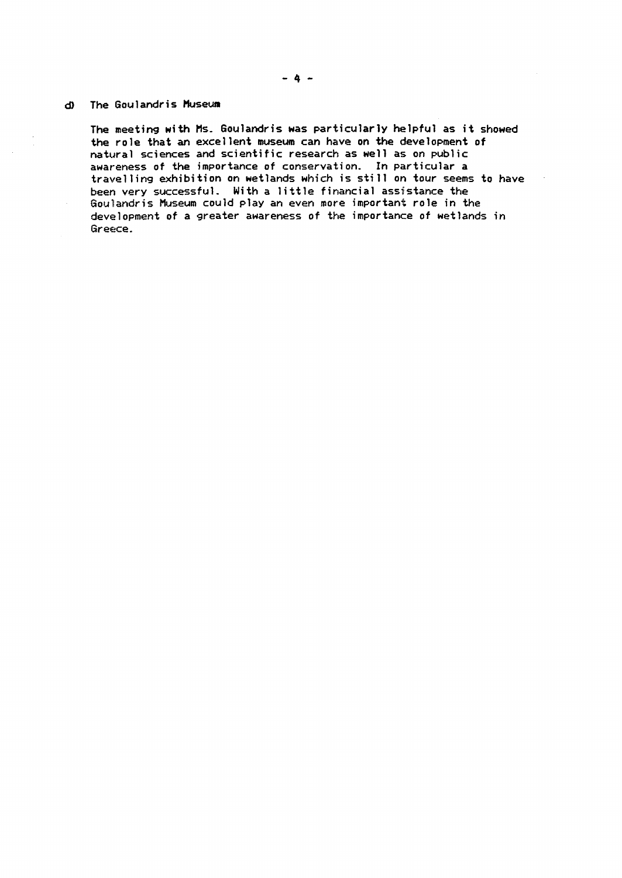d) The Goulandris Museum

The meeting with Ms. Goulandris was particularly helpful as it showed the role that an excellent museum can have on the development of natural sciences and scientific research as well as on public awareness of the importance of conservation. In particular a travelling exhibition on wetlands which is still on tour seems to have been very successful. With a little financial assistance the Goulandris Museum could play an even more important role in the development of a greater awareness of the importance of wetlands in Greece.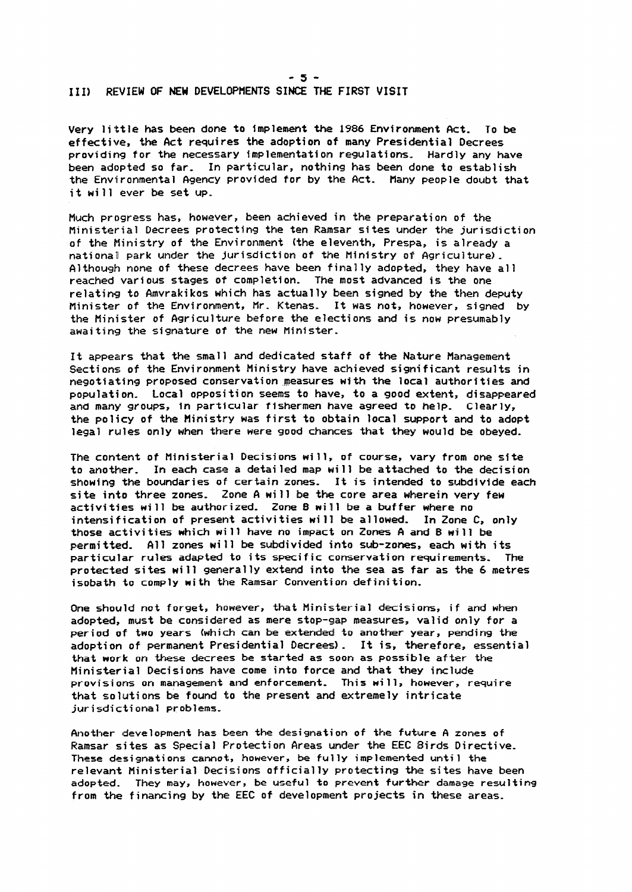## III) REVIEW OF NEW DEVELOPMENTS SINCE THE FIRST VISIT

Very little has been done to implement the 1986 Environment Act. To be effective, the Act requires the adoption of many Presidential Decrees providing for the necessary implementation regulations. Hardly any have been adopted so far. In particular, nothing has been done to establish the Environmental Agency provided for by the Act. Many people doubt that it will ever be set up.

Much progress has, however, been achieved in the preparation of the Ministerial Decrees protecting the ten Ramsar sites under the jurisdiction of the Ministry of the Environment (the eleventh, Prespa, is already a national park under the jurisdiction of the Ministry of Agriculture). Although none of these decrees have been finally adopted, they have all reached various stages of completion. The most advanced is the one relating to Amvrakikos which has actually been signed by the then deputy Minister of the Environment, Mr. Ktenas. It was not, however, signed by the Minister of Agriculture before the elections and is now presumably awaiting the signature of the new Minister.

It appears that the small and dedicated staff of the Nature Management Sections of the Environment Ministry have achieved significant results in negotiating proposed conservation measures with the local authorities and population. Local opposition seems to have, to a good extent, disappeared and many groups, in particular fishermen have agreed to help. Clearly, the policy of the Ministry was first to obtain local support and to adopt legal rules only when there were good chances that they would be obeyed.

The content of Ministerial Decisions will, of course, vary from one site to another. In each case a detailed map will be attached to the decision showing the boundaries of certain zones. It is intended to subdivide each site into three zones. Zone A will be the core area wherein very few activities will be authorized. Zone B will be a buffer where no intensification of present activities will be allowed. In Zone C, only those activities which will have no impact on Zones A and B will be permitted. All zones will be subdivided into sub-zones, each with its particular rules adapted to its specific conservation requirements. The protected sites will generally extend into the sea as far as the 6 metres isobath to comply with the Ramsar Convention definition.

One should not forget, however, that Ministerial decisions, if and when adopted, must be considered as mere stop-gap measures, valid only for a period of two years (which can be extended to another year, pending the adoption of permanent Presidential Decrees). It is, therefore, essential that work on these decrees be started as soon as possible after the Ministerial Decisions have come into force and that they include provisions on management and enforcement. This will, however, require that solutions be found to the present and extremely intricate jurisdictional problems.

Another development has been the designation of the future A zones of Ramsar sites as Special Protection Areas under the EEC Birds Directive. These designations cannot, however, be fully implemented until the relevant Ministerial Decisions officially protecting the sites have been adopted. They may, however, be useful to prevent further damage resulting from the financing by the EEC of development projects in these areas.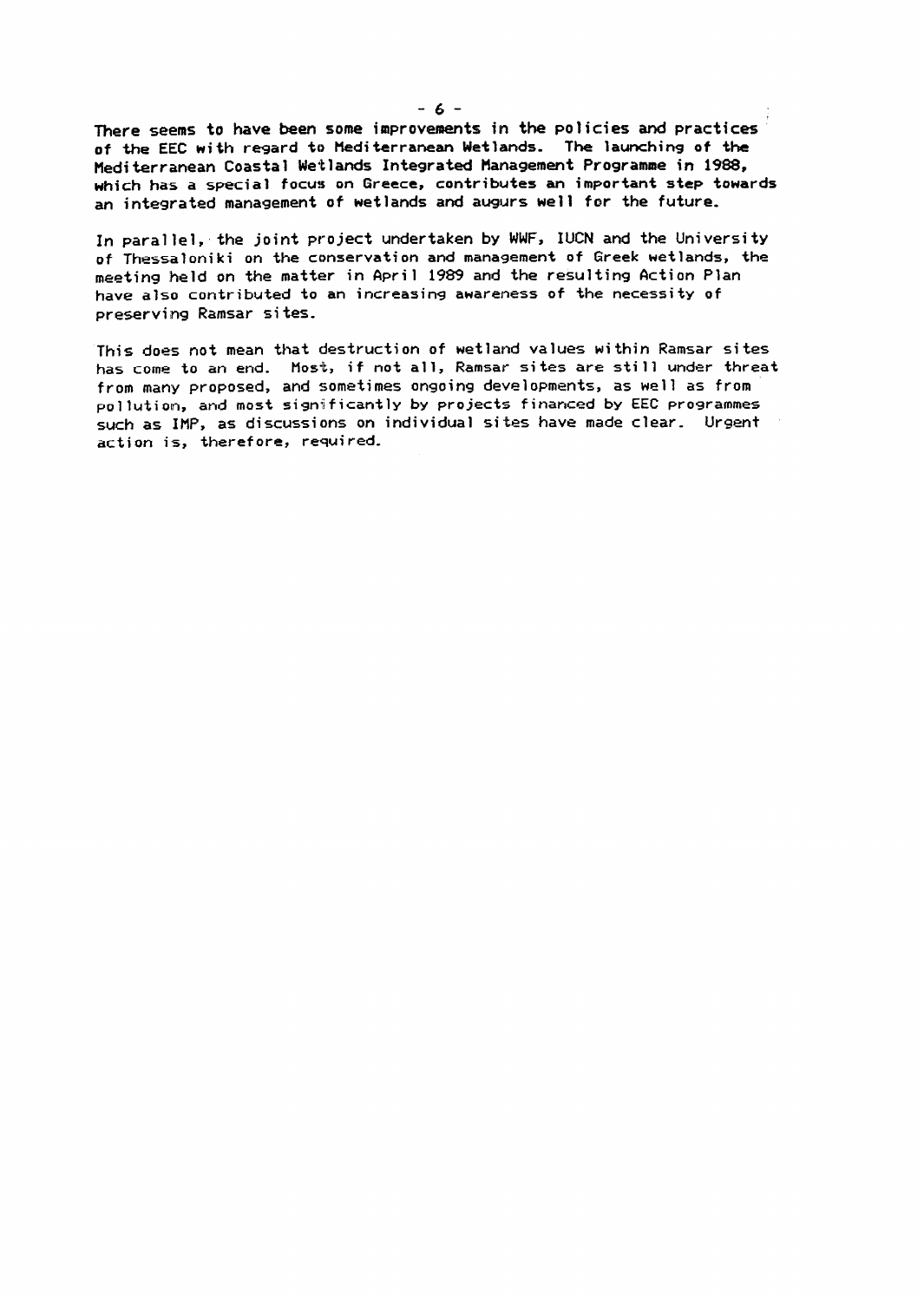There seems to have been some improvements in the policies and practices of the EEC with regard to Mediterranean Wetlands. The launching of the Mediterranean Coastal Wetlands Integrated Management Programme in 1988, which has a special focus on Greece, contributes an important step towards an integrated management of wetlands and augurs well for the future.

In parallel, the joint project undertaken by WWF, IUCN and the University of Thessaloniki on the conservation and management of Greek wetlands, the meeting held on the matter in April 1989 and the resulting Action Plan have also contributed to an increasing awareness of the necessity of preserving Ramsar sites.

This does not mean that destruction of wetland values within Ramsar sites has come to an end. Most, if not all, Ramsar sites are still under threat from many proposed, and sometimes ongoing developments, as well as from pollution, and most significantly by projects financed by EEC programmes such as IMP, as discussions on individual sites have made clear. Urgent action is, therefore, required.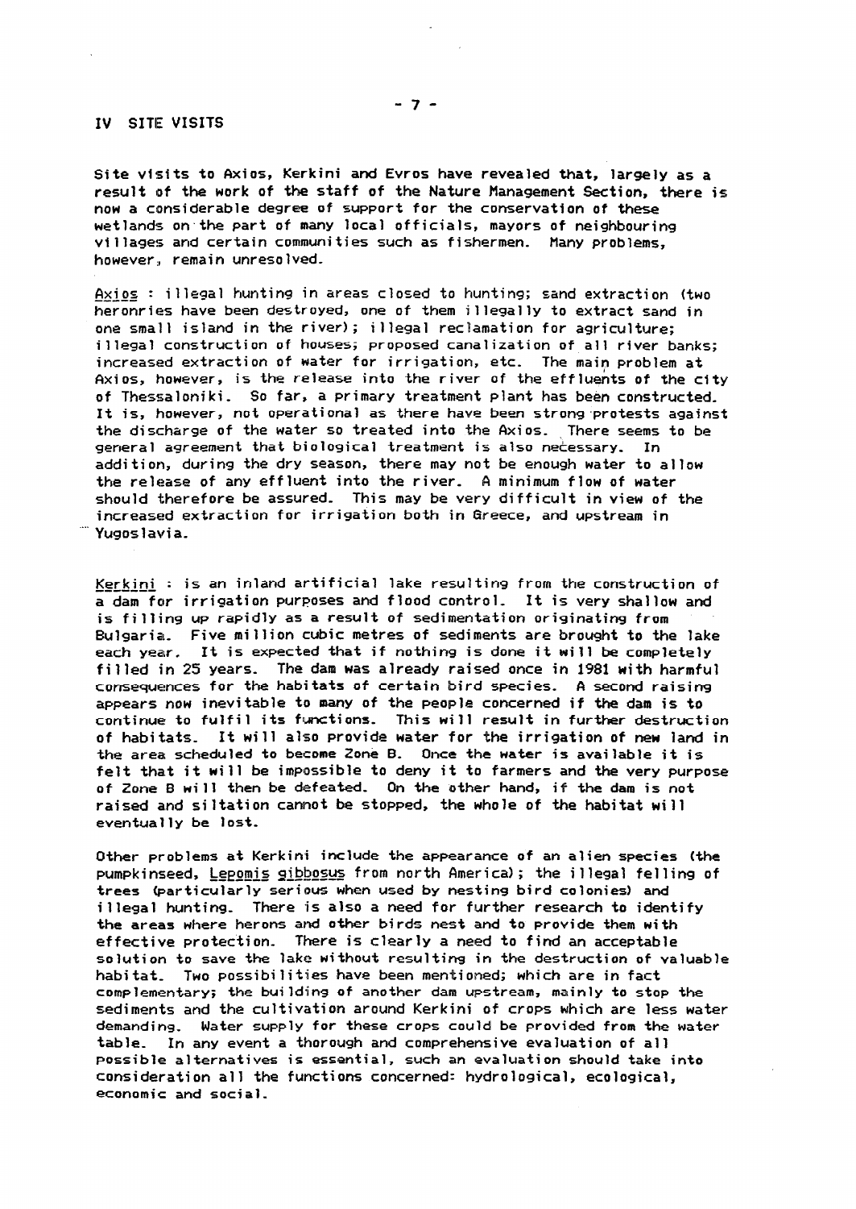## IV SITE VISITS

Site visits to Axios, Kerkini and Evros have revealed that, largely as a result of the work of the staff of the Nature Management Section, there is now a considerable degree of support for the conservation of these wetlands on the part of many local officials, mayors of neighbouring villages and certain communities such as fishermen. Many problems, however, remain unresolved.

Axios : illegal hunting in areas closed to hunting; sand extraction (two heronries have been destroyed, one of them illegally to extract sand in one small island in the river); illegal reclamation for agriculture; illegal construction of houses; proposed canalization of all river banks; increased extraction of water for irrigation, etc. The main problem at Axios, however, is the release into the river of the effluents of the city of Thessaloniki. So far, a primary treatment plant has been constructed. It is, however, not operational as there have been strong protests against the discharge of the water so treated into the Axios. There seems to be general agreement that biological treatment is also necessary. In addition, during the dry season, there may not be enough water to allow the release of any effluent into the river. A minimum flow of water should therefore be assured. This may be very difficult in view of the increased extraction for irrigation both in Greece, and upstream in Yugoslavia.

Kerkini : is an inland artificial lake resulting from the construction of a dam for irrigation purposes and flood control. It is very shallow and is filling up rapidly as a result of sedimentation originating from Bulgaria. Five million cubic metres of sediments are brought to the lake each year. It is expected that if nothing is done it will be completely filled in 25 years. The dam was already raised once in 1981 with harmful consequences for the habitats of certain bird species. A second raising appears now inevitable to many of the people concerned if the dam is to continue to fulfil its functions. This will result in further destruction of habitats. It will also provide water for the irrigation of new land in the area scheduled to become Zone B. Once the water is available it is felt that it will be impossible to deny it to farmers and the very purpose of Zone B will then be defeated. On the other hand, if the dam is not raised and siltation cannot be stopped, the whole of the habitat will eventually be lost.

Other problems at Kerkini include the appearance of an alien species (the pumpkinseed, *Lepomis gibbosus* from north America); the illegal felling of trees (particularly serious when used by nesting bird colonies) and illegal hunting. There is also a need for further research to identify the areas where herons and other birds nest and to provide them with effective protection. There is clearly a need to find an acceptable solution to save the lake without resulting in the destruction of valuable habitat. Two possibilities have been mentioned; which are in fact complementary; the building of another dam upstream, mainly to stop the sediments and the cultivation around Kerkini of crops which are less water demanding. Water supply for these crops could be provided from the water table. In any event a thorough and comprehensive evaluation of all possible alternatives is essential, such an evaluation should take into consideration all the functions concerned: hydrological, ecological, economic and social.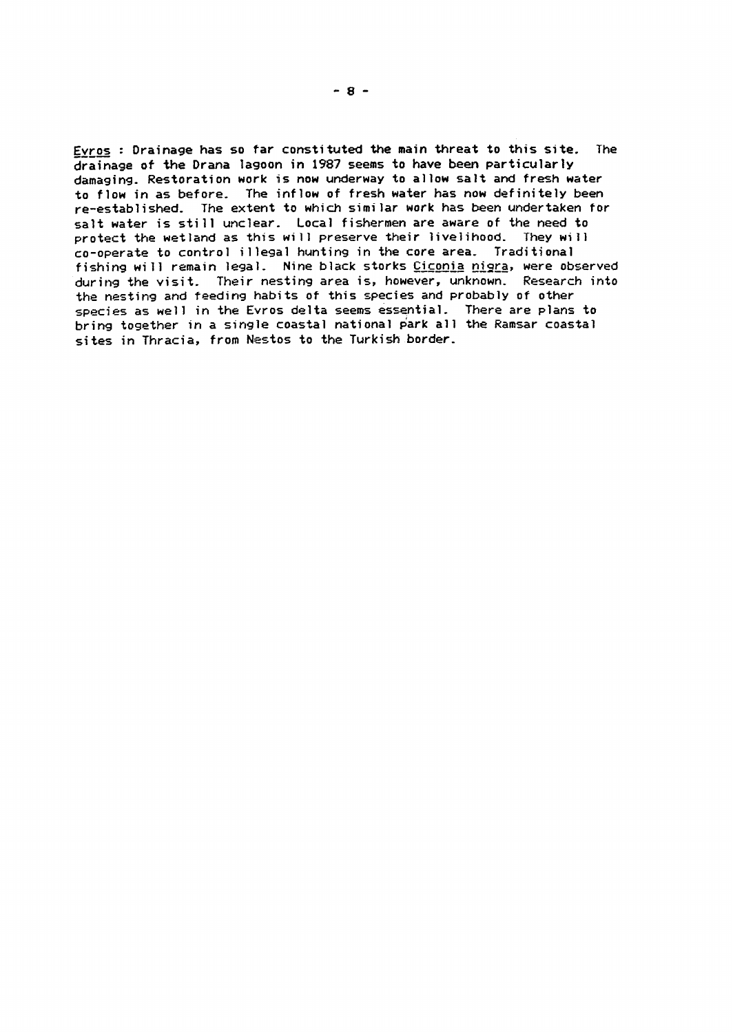Evros : Drainage has so far constituted the main threat to this site. The drainage of the Drana lagoon in 1987 seems to have been particularly damaging. Restoration work is now underway to allow salt and fresh water to flow in as before. The inflow of fresh water has now definitely been re-established. The extent to which similar work has been undertaken for salt water is still unclear. Local fishermen are aware of the need to protect the wetland as this will preserve their livelihood. They will co-operate to control illegal hunting in the core area. Traditional fishing will remain legal. Nine black storks *Ciconia nigra*, were observed during the visit. Their nesting area is, however, unknown. Research into the nesting and feeding habits of this species and probably of other species as well in the Evros delta seems essential. There are plans to bring together in a single coastal national park all the Ramsar coastal sites in Thracia, from Nestos to the Turkish border.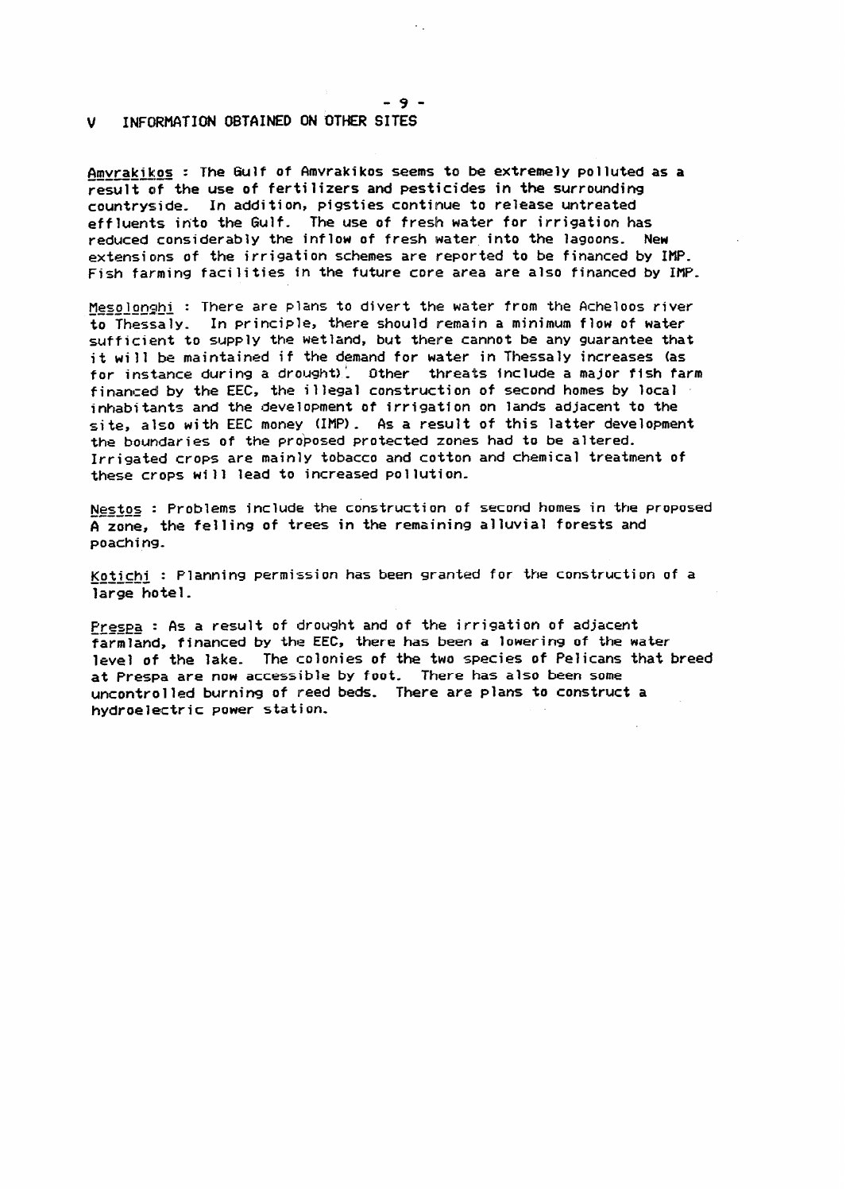## V INFORMATION OBTAINED ON OTHER SITES

Amvrakikos : The Gulf of Amvrakikos seems to be extremely polluted as a result of the use of fertilizers and pesticides in the surrounding countryside. In addition, pigsties continue to release untreated effluents into the Gulf. The use of fresh water for irrigation has reduced considerably the inflow of fresh water into the lagoons. New extensions of the irrigation schemes are reported to be financed by IMP. Fish farming facilities in the future core area are also financed by IMP.

Mesolonghi : There are plans to divert the water from the Acheloos river to Thessaly. In principle, there should remain a minimum flow of water sufficient to supply the wetland, but there cannot be any guarantee that it will be maintained if the demand for water in Thessaly increases (as for instance during a drought). Other threats include a major fish farm financed by the EEC, the illegal construction of second homes by local inhabitants and the development of irrigation on lands adjacent to the site, also with EEC money (IMP). As a result of this latter development the boundaries of the proposed protected zones had to be altered. Irrigated crops are mainly tobacco and cotton and chemical treatment of these crops will lead to increased pollution.

Nestos : Problems include the construction of second homes in the proposed A zone, the felling of trees in the remaining alluvial forests and poaching.

Kotichi : Planning permission has been granted for the construction of a large hotel.

Prespa : As a result of drought and of the irrigation of adjacent farmland, financed by the EEC, there has been a lowering of the water level of the lake. The colonies of the two species of Pelicans that breed at Prespa are now accessible by foot. There has also been some uncontrolled burning of reed beds. There are plans to construct a hydroelectric power station.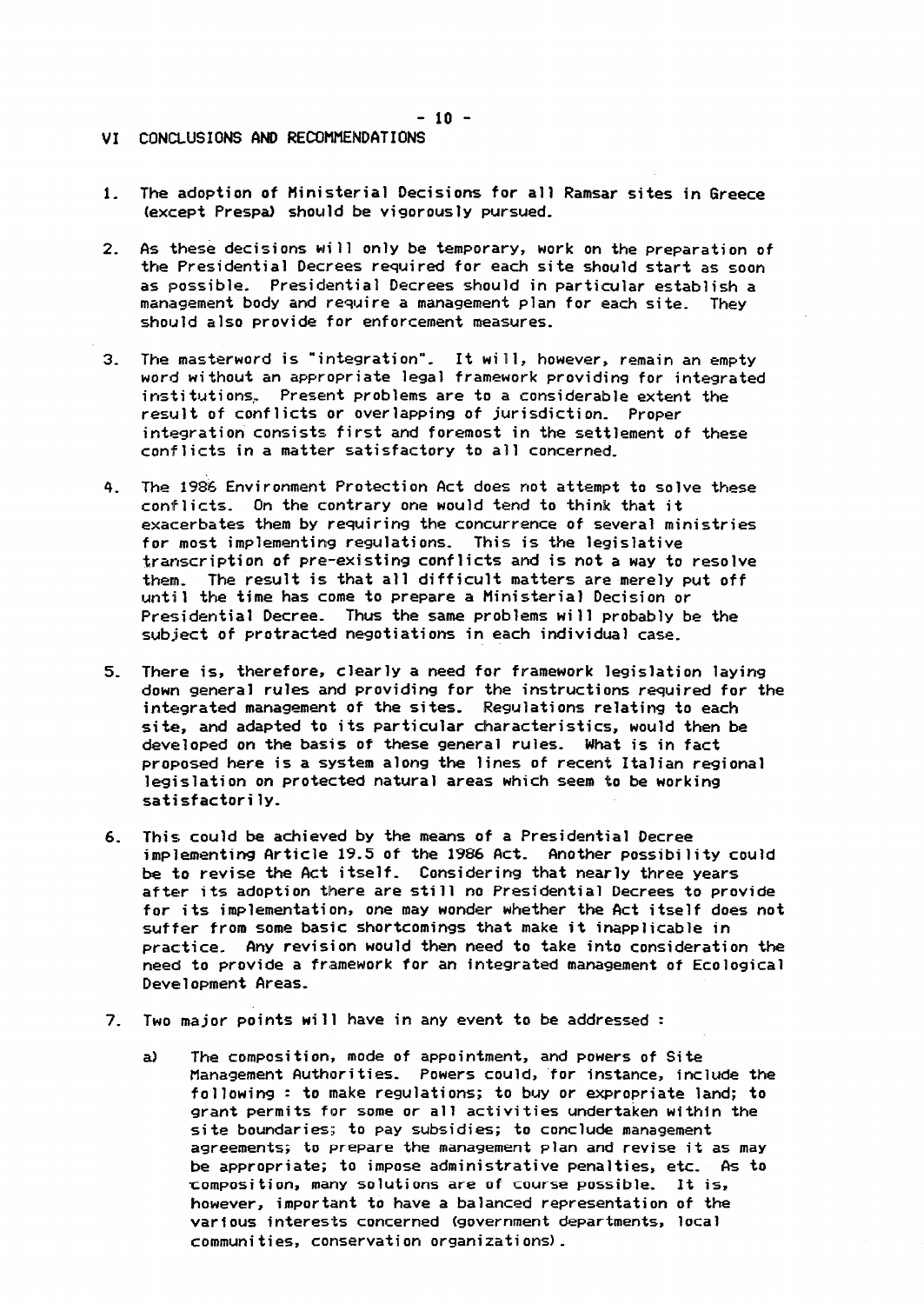## VI CONCLUSIONS AND RECOMMENDATIONS

1. The adoption of Ministerial Decisions for all Ramsar sites in Greece (except Prespa) should be vigorously pursued.

2. As these decisions will only be temporary, work on the preparation of the Presidential Decrees required for each site should start as soon as possible. Presidential Decrees should in particular establish a management body and require a management plan for each site. They should also provide for enforcement measures.

3. The masterword is "integration". It will, however, remain an empty word without an appropriate legal framework providing for integrated institutions. Present problems are to a considerable extent the result of conflicts or overlapping of jurisdiction. Proper integration consists first and foremost in the settlement of these conflicts in a matter satisfactory to all concerned.

4. The 1986 Environment Protection Act does not attempt to solve these conflicts. On the contrary one would tend to think that it exacerbates them by requiring the concurrence of several ministries for most implementing regulations. This is the legislative transcription of pre-existing conflicts and is not a way to resolve them. The result is that all difficult matters are merely put off until the time has come to prepare a Ministerial Decision or Presidential Decree. Thus the same problems will probably be the subject of protracted negotiations in each individual case.

5. There is, therefore, clearly a need for framework legislation laying down general rules and providing for the instructions required for the integrated management of the sites. Regulations relating to each site, and adapted to its particular characteristics, would then be developed on the basis of these general rules. What is in fact proposed here is a system along the lines of recent Italian regional legislation on protected natural areas which seem to be working satisfactorily.

6. This could be achieved by the means of a Presidential Decree implementing Article 19.5 of the 1986 Act. Another possibility could be to revise the Act itself. Considering that nearly three years after its adoption there are still no Presidential Decrees to provide for its implementation, one may wonder whether the Act itself does not suffer from some basic shortcomings that make it inapplicable in practice. Any revision would then need to take into consideration the need to provide a framework for an integrated management of Ecological Development Areas.

7. Two major points will have in any event to be addressed :

   a) The composition, mode of appointment, and powers of Site Management Authorities. Powers could, for instance, include the following : to make regulations; to buy or expropriate land; to grant permits for some or all activities undertaken within the site boundaries; to pay subsidies; to conclude management agreements; to prepare the management plan and revise it as may be appropriate; to impose administrative penalties, etc. As to composition, many solutions are of course possible. It is, however, important to have a balanced representation of the various interests concerned (government departments, local communities, conservation organizations).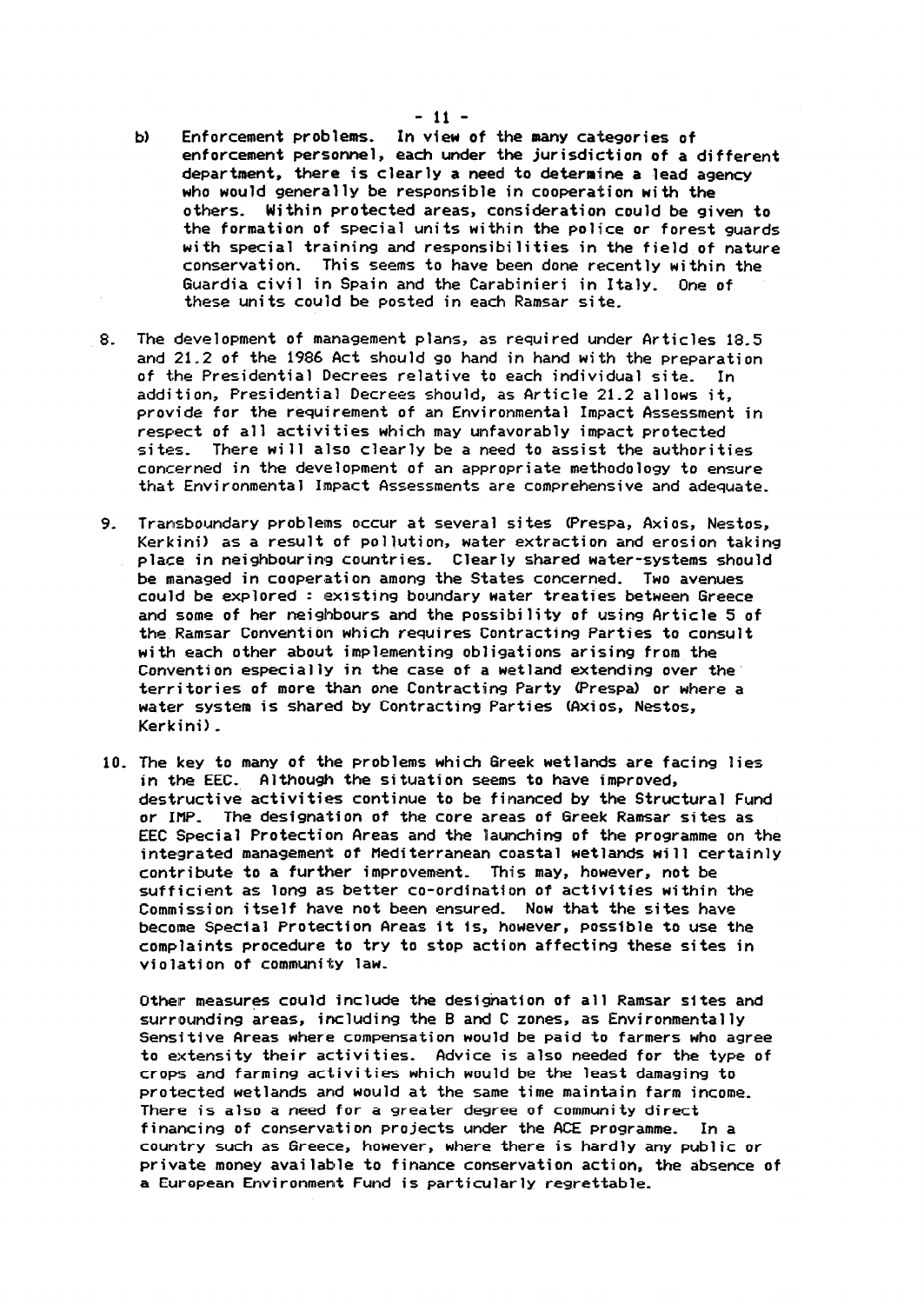b) Enforcement problems. In view of the many categories of enforcement personnel, each under the jurisdiction of a different department, there is clearly a need to determine a lead agency who would generally be responsible in cooperation with the others. Within protected areas, consideration could be given to the formation of special units within the police or forest guards with special training and responsibilities in the field of nature conservation. This seems to have been done recently within the Guardia civil in Spain and the Carabinieri in Italy. One of these units could be posted in each Ramsar site.

8. The development of management plans, as required under Articles 18.5 and 21.2 of the 1986 Act should go hand in hand with the preparation of the Presidential Decrees relative to each individual site. In addition, Presidential Decrees should, as Article 21.2 allows it, provide for the requirement of an Environmental Impact Assessment in respect of all activities which may unfavorably impact protected sites. There will also clearly be a need to assist the authorities concerned in the development of an appropriate methodology to ensure that Environmental Impact Assessments are comprehensive and adequate.

9. Transboundary problems occur at several sites (Prespa, Axios, Nestos, Kerkini) as a result of pollution, water extraction and erosion taking place in neighbouring countries. Clearly shared water-systems should be managed in cooperation among the States concerned. Two avenues could be explored : existing boundary water treaties between Greece and some of her neighbours and the possibility of using Article 5 of the Ramsar Convention which requires Contracting Parties to consult with each other about implementing obligations arising from the Convention especially in the case of a wetland extending over the territories of more than one Contracting Party (Prespa) or where a water system is shared by Contracting Parties (Axios, Nestos, Kerkini).

10. The key to many of the problems which Greek wetlands are facing lies in the EEC. Although the situation seems to have improved, destructive activities continue to be financed by the Structural Fund or IMP. The designation of the core areas of Greek Ramsar sites as EEC Special Protection Areas and the launching of the programme on the integrated management of Mediterranean coastal wetlands will certainly contribute to a further improvement. This may, however, not be sufficient as long as better co-ordination of activities within the Commission itself have not been ensured. Now that the sites have become Special Protection Areas it is, however, possible to use the complaints procedure to try to stop action affecting these sites in violation of community law.

    Other measures could include the designation of all Ramsar sites and surrounding areas, including the B and C zones, as Environmentally Sensitive Areas where compensation would be paid to farmers who agree to extensity their activities. Advice is also needed for the type of crops and farming activities which would be the least damaging to protected wetlands and would at the same time maintain farm income. There is also a need for a greater degree of community direct financing of conservation projects under the ACE programme. In a country such as Greece, however, where there is hardly any public or private money available to finance conservation action, the absence of a European Environment Fund is particularly regrettable.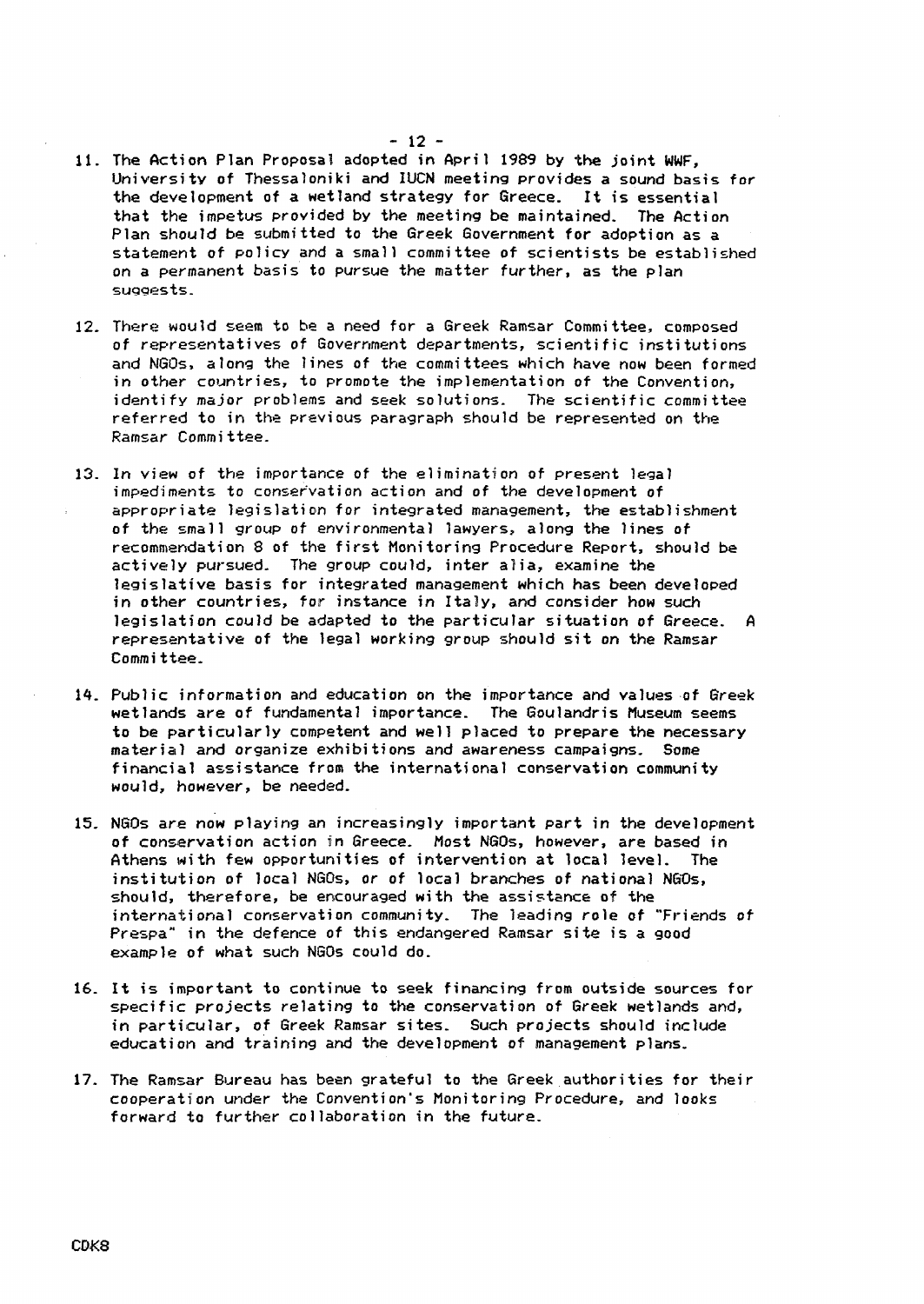11. The Action Plan Proposal adopted in April 1989 by the joint WWF, University of Thessaloniki and IUCN meeting provides a sound basis for the development of a wetland strategy for Greece. It is essential that the impetus provided by the meeting be maintained. The Action Plan should be submitted to the Greek Government for adoption as a statement of policy and a small committee of scientists be established on a permanent basis to pursue the matter further, as the plan suggests.

12. There would seem to be a need for a Greek Ramsar Committee, composed of representatives of Government departments, scientific institutions and NGOs, along the lines of the committees which have now been formed in other countries, to promote the implementation of the Convention, identify major problems and seek solutions. The scientific committee referred to in the previous paragraph should be represented on the Ramsar Committee.

13. In view of the importance of the elimination of present legal impediments to conservation action and of the development of appropriate legislation for integrated management, the establishment of the small group of environmental lawyers, along the lines of recommendation 8 of the first Monitoring Procedure Report, should be actively pursued. The group could, inter alia, examine the legislative basis for integrated management which has been developed in other countries, for instance in Italy, and consider how such legislation could be adapted to the particular situation of Greece. A representative of the legal working group should sit on the Ramsar Committee.

14. Public information and education on the importance and values of Greek wetlands are of fundamental importance. The Goulandris Museum seems to be particularly competent and well placed to prepare the necessary material and organize exhibitions and awareness campaigns. Some financial assistance from the international conservation community would, however, be needed.

15. NGOs are now playing an increasingly important part in the development of conservation action in Greece. Most NGOs, however, are based in Athens with few opportunities of intervention at local level. The institution of local NGOs, or of local branches of national NGOs, should, therefore, be encouraged with the assistance of the international conservation community. The leading role of "Friends of Prespa" in the defence of this endangered Ramsar site is a good example of what such NGOs could do.

16. It is important to continue to seek financing from outside sources for specific projects relating to the conservation of Greek wetlands and, in particular, of Greek Ramsar sites. Such projects should include education and training and the development of management plans.

17. The Ramsar Bureau has been grateful to the Greek authorities for their cooperation under the Convention's Monitoring Procedure, and looks forward to further collaboration in the future.

CDK8